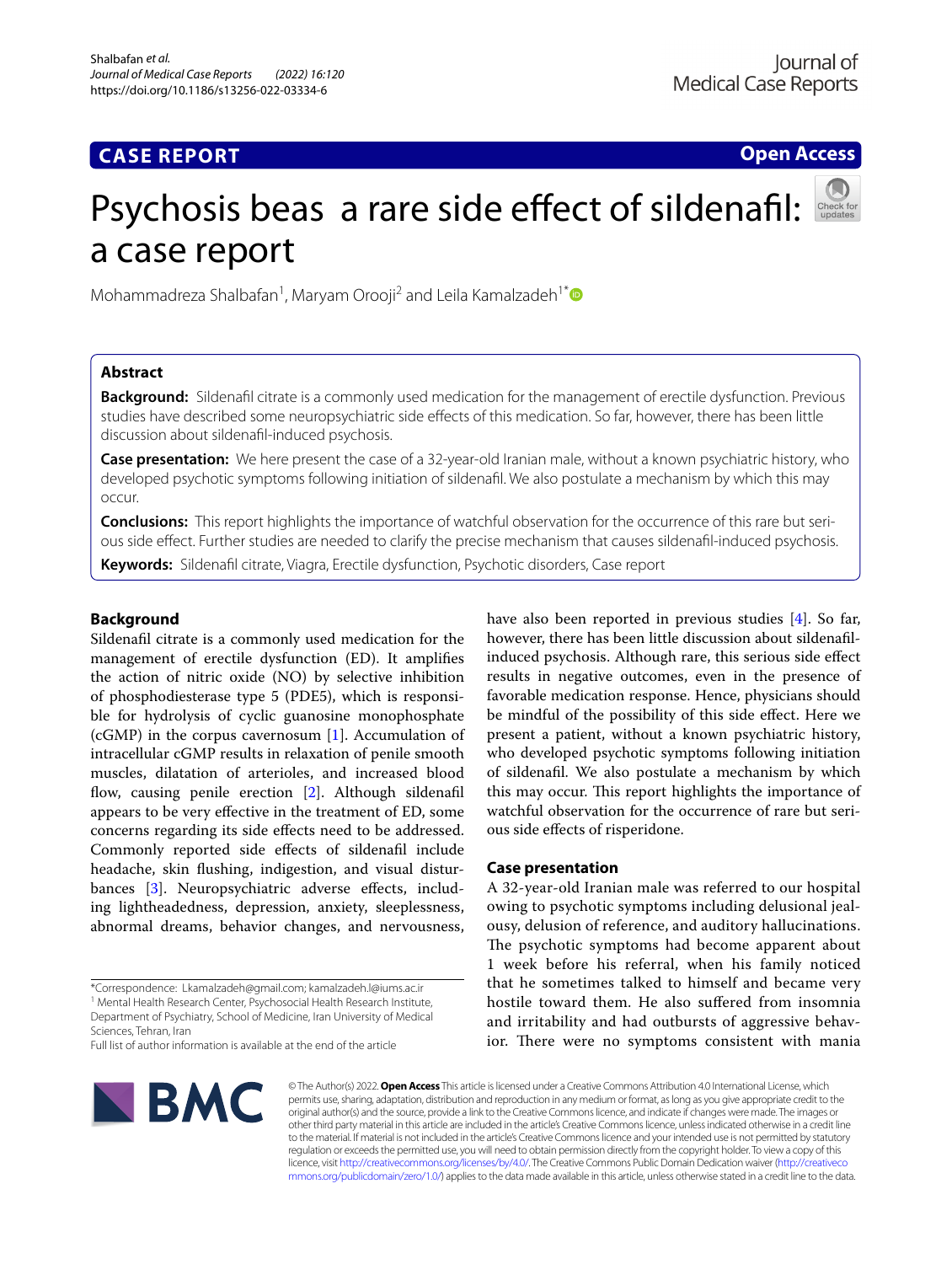**CASE REPORT** **Open Access**

# Psychosis beas a rare side effect of sildenafil: a case report

Mohammadreza Shalbafan[1], Maryam Orooji[2] and Leila Kamalzadeh[1*]

## Abstract

**Background:** Sildenafil citrate is a commonly used medication for the management of erectile dysfunction. Previous studies have described some neuropsychiatric side effects of this medication. So far, however, there has been little discussion about sildenafil-induced psychosis.

**Case presentation:** We here present the case of a 32-year-old Iranian male, without a known psychiatric history, who developed psychotic symptoms following initiation of sildenafil. We also postulate a mechanism by which this may occur.

**Conclusions:** This report highlights the importance of watchful observation for the occurrence of this rare but serious side effect. Further studies are needed to clarify the precise mechanism that causes sildenafil-induced psychosis.

**Keywords:** Sildenafil citrate, Viagra, Erectile dysfunction, Psychotic disorders, Case report

## Background

Sildenafil citrate is a commonly used medication for the management of erectile dysfunction (ED). It amplifies the action of nitric oxide (NO) by selective inhibition of phosphodiesterase type 5 (PDE5), which is responsible for hydrolysis of cyclic guanosine monophosphate (cGMP) in the corpus cavernosum [1]. Accumulation of intracellular cGMP results in relaxation of penile smooth muscles, dilatation of arterioles, and increased blood flow, causing penile erection [2]. Although sildenafil appears to be very effective in the treatment of ED, some concerns regarding its side effects need to be addressed. Commonly reported side effects of sildenafil include headache, skin flushing, indigestion, and visual disturbances [3]. Neuropsychiatric adverse effects, including lightheadedness, depression, anxiety, sleeplessness, abnormal dreams, behavior changes, and nervousness, have also been reported in previous studies [4]. So far, however, there has been little discussion about sildenafil-induced psychosis. Although rare, this serious side effect results in negative outcomes, even in the presence of favorable medication response. Hence, physicians should be mindful of the possibility of this side effect. Here we present a patient, without a known psychiatric history, who developed psychotic symptoms following initiation of sildenafil. We also postulate a mechanism by which this may occur. This report highlights the importance of watchful observation for the occurrence of rare but serious side effects of risperidone.

## Case presentation

A 32-year-old Iranian male was referred to our hospital owing to psychotic symptoms including delusional jealousy, delusion of reference, and auditory hallucinations. The psychotic symptoms had become apparent about 1 week before his referral, when his family noticed that he sometimes talked to himself and became very hostile toward them. He also suffered from insomnia and irritability and had outbursts of aggressive behavior. There were no symptoms consistent with mania

*Correspondence: Lkamalzadeh@gmail.com; kamalzadeh.l@iums.ac.ir
[1] Mental Health Research Center, Psychosocial Health Research Institute, Department of Psychiatry, School of Medicine, Iran University of Medical Sciences, Tehran, Iran
Full list of author information is available at the end of the article

© The Author(s) 2022. **Open Access** This article is licensed under a Creative Commons Attribution 4.0 International License, which permits use, sharing, adaptation, distribution and reproduction in any medium or format, as long as you give appropriate credit to the original author(s) and the source, provide a link to the Creative Commons licence, and indicate if changes were made. The images or other third party material in this article are included in the article's Creative Commons licence, unless indicated otherwise in a credit line to the material. If material is not included in the article's Creative Commons licence and your intended use is not permitted by statutory regulation or exceeds the permitted use, you will need to obtain permission directly from the copyright holder. To view a copy of this licence, visit http://creativecommons.org/licenses/by/4.0/. The Creative Commons Public Domain Dedication waiver (http://creativecommons.org/publicdomain/zero/1.0/) applies to the data made available in this article, unless otherwise stated in a credit line to the data.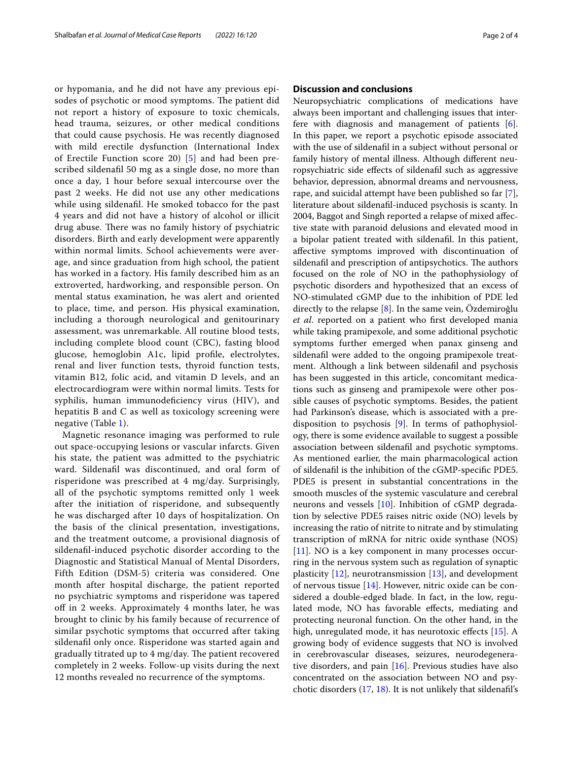or hypomania, and he did not have any previous episodes of psychotic or mood symptoms. The patient did not report a history of exposure to toxic chemicals, head trauma, seizures, or other medical conditions that could cause psychosis. He was recently diagnosed with mild erectile dysfunction (International Index of Erectile Function score 20) [5] and had been prescribed sildenafil 50 mg as a single dose, no more than once a day, 1 hour before sexual intercourse over the past 2 weeks. He did not use any other medications while using sildenafil. He smoked tobacco for the past 4 years and did not have a history of alcohol or illicit drug abuse. There was no family history of psychiatric disorders. Birth and early development were apparently within normal limits. School achievements were average, and since graduation from high school, the patient has worked in a factory. His family described him as an extroverted, hardworking, and responsible person. On mental status examination, he was alert and oriented to place, time, and person. His physical examination, including a thorough neurological and genitourinary assessment, was unremarkable. All routine blood tests, including complete blood count (CBC), fasting blood glucose, hemoglobin A1c, lipid profile, electrolytes, renal and liver function tests, thyroid function tests, vitamin B12, folic acid, and vitamin D levels, and an electrocardiogram were within normal limits. Tests for syphilis, human immunodeficiency virus (HIV), and hepatitis B and C as well as toxicology screening were negative (Table 1).

Magnetic resonance imaging was performed to rule out space-occupying lesions or vascular infarcts. Given his state, the patient was admitted to the psychiatric ward. Sildenafil was discontinued, and oral form of risperidone was prescribed at 4 mg/day. Surprisingly, all of the psychotic symptoms remitted only 1 week after the initiation of risperidone, and subsequently he was discharged after 10 days of hospitalization. On the basis of the clinical presentation, investigations, and the treatment outcome, a provisional diagnosis of sildenafil-induced psychotic disorder according to the Diagnostic and Statistical Manual of Mental Disorders, Fifth Edition (DSM-5) criteria was considered. One month after hospital discharge, the patient reported no psychiatric symptoms and risperidone was tapered off in 2 weeks. Approximately 4 months later, he was brought to clinic by his family because of recurrence of similar psychotic symptoms that occurred after taking sildenafil only once. Risperidone was started again and gradually titrated up to 4 mg/day. The patient recovered completely in 2 weeks. Follow-up visits during the next 12 months revealed no recurrence of the symptoms.

## Discussion and conclusions

Neuropsychiatric complications of medications have always been important and challenging issues that interfere with diagnosis and management of patients [6]. In this paper, we report a psychotic episode associated with the use of sildenafil in a subject without personal or family history of mental illness. Although different neuropsychiatric side effects of sildenafil such as aggressive behavior, depression, abnormal dreams and nervousness, rape, and suicidal attempt have been published so far [7], literature about sildenafil-induced psychosis is scanty. In 2004, Baggot and Singh reported a relapse of mixed affective state with paranoid delusions and elevated mood in a bipolar patient treated with sildenafil. In this patient, affective symptoms improved with discontinuation of sildenafil and prescription of antipsychotics. The authors focused on the role of NO in the pathophysiology of psychotic disorders and hypothesized that an excess of NO-stimulated cGMP due to the inhibition of PDE led directly to the relapse [8]. In the same vein, Özdemiroğlu *et al*. reported on a patient who first developed mania while taking pramipexole, and some additional psychotic symptoms further emerged when panax ginseng and sildenafil were added to the ongoing pramipexole treatment. Although a link between sildenafil and psychosis has been suggested in this article, concomitant medications such as ginseng and pramipexole were other possible causes of psychotic symptoms. Besides, the patient had Parkinson's disease, which is associated with a predisposition to psychosis [9]. In terms of pathophysiology, there is some evidence available to suggest a possible association between sildenafil and psychotic symptoms. As mentioned earlier, the main pharmacological action of sildenafil is the inhibition of the cGMP-specific PDE5. PDE5 is present in substantial concentrations in the smooth muscles of the systemic vasculature and cerebral neurons and vessels [10]. Inhibition of cGMP degradation by selective PDE5 raises nitric oxide (NO) levels by increasing the ratio of nitrite to nitrate and by stimulating transcription of mRNA for nitric oxide synthase (NOS) [11]. NO is a key component in many processes occurring in the nervous system such as regulation of synaptic plasticity [12], neurotransmission [13], and development of nervous tissue [14]. However, nitric oxide can be considered a double-edged blade. In fact, in the low, regulated mode, NO has favorable effects, mediating and protecting neuronal function. On the other hand, in the high, unregulated mode, it has neurotoxic effects [15]. A growing body of evidence suggests that NO is involved in cerebrovascular diseases, seizures, neurodegenerative disorders, and pain [16]. Previous studies have also concentrated on the association between NO and psychotic disorders (17, 18). It is not unlikely that sildenafil's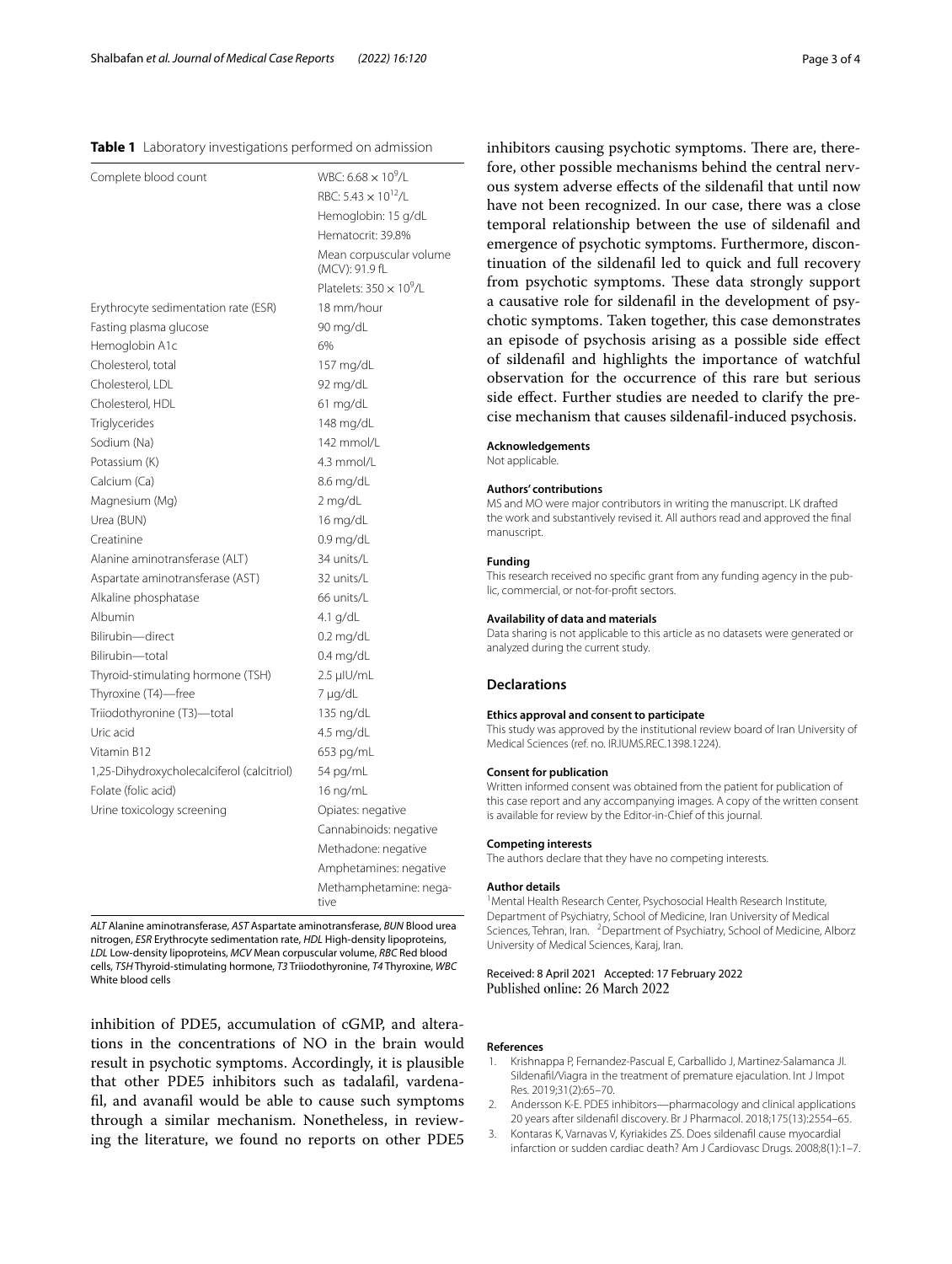**Table 1** Laboratory investigations performed on admission

| | |
|---|---|
| Complete blood count | WBC: $6.68 \times 10^9$/L |
| | RBC: $5.43 \times 10^{12}$/L |
| | Hemoglobin: 15 g/dL |
| | Hematocrit: 39.8% |
| | Mean corpuscular volume (MCV): 91.9 fL |
| | Platelets: $350 \times 10^9$/L |
| Erythrocyte sedimentation rate (ESR) | 18 mm/hour |
| Fasting plasma glucose | 90 mg/dL |
| Hemoglobin A1c | 6% |
| Cholesterol, total | 157 mg/dL |
| Cholesterol, LDL | 92 mg/dL |
| Cholesterol, HDL | 61 mg/dL |
| Triglycerides | 148 mg/dL |
| Sodium (Na) | 142 mmol/L |
| Potassium (K) | 4.3 mmol/L |
| Calcium (Ca) | 8.6 mg/dL |
| Magnesium (Mg) | 2 mg/dL |
| Urea (BUN) | 16 mg/dL |
| Creatinine | 0.9 mg/dL |
| Alanine aminotransferase (ALT) | 34 units/L |
| Aspartate aminotransferase (AST) | 32 units/L |
| Alkaline phosphatase | 66 units/L |
| Albumin | 4.1 g/dL |
| Bilirubin—direct | 0.2 mg/dL |
| Bilirubin—total | 0.4 mg/dL |
| Thyroid-stimulating hormone (TSH) | 2.5 μIU/mL |
| Thyroxine (T4)—free | 7 μg/dL |
| Triiodothyronine (T3)—total | 135 ng/dL |
| Uric acid | 4.5 mg/dL |
| Vitamin B12 | 653 pg/mL |
| 1,25-Dihydroxycholecalciferol (calcitriol) | 54 pg/mL |
| Folate (folic acid) | 16 ng/mL |
| Urine toxicology screening | Opiates: negative |
| | Cannabinoids: negative |
| | Methadone: negative |
| | Amphetamines: negative |
| | Methamphetamine: negative |

*ALT* Alanine aminotransferase, *AST* Aspartate aminotransferase, *BUN* Blood urea nitrogen, *ESR* Erythrocyte sedimentation rate, *HDL* High-density lipoproteins, *LDL* Low-density lipoproteins, *MCV* Mean corpuscular volume, *RBC* Red blood cells, *TSH* Thyroid-stimulating hormone, *T3* Triiodothyronine, *T4* Thyroxine, *WBC* White blood cells

inhibition of PDE5, accumulation of cGMP, and alterations in the concentrations of NO in the brain would result in psychotic symptoms. Accordingly, it is plausible that other PDE5 inhibitors such as tadalafil, vardenafil, and avanafil would be able to cause such symptoms through a similar mechanism. Nonetheless, in reviewing the literature, we found no reports on other PDE5 inhibitors causing psychotic symptoms. There are, therefore, other possible mechanisms behind the central nervous system adverse effects of the sildenafil that until now have not been recognized. In our case, there was a close temporal relationship between the use of sildenafil and emergence of psychotic symptoms. Furthermore, discontinuation of the sildenafil led to quick and full recovery from psychotic symptoms. These data strongly support a causative role for sildenafil in the development of psychotic symptoms. Taken together, this case demonstrates an episode of psychosis arising as a possible side effect of sildenafil and highlights the importance of watchful observation for the occurrence of this rare but serious side effect. Further studies are needed to clarify the precise mechanism that causes sildenafil-induced psychosis.

#### Acknowledgements
Not applicable.

#### Authors' contributions
MS and MO were major contributors in writing the manuscript. LK drafted the work and substantively revised it. All authors read and approved the final manuscript.

#### Funding
This research received no specific grant from any funding agency in the public, commercial, or not-for-profit sectors.

#### Availability of data and materials
Data sharing is not applicable to this article as no datasets were generated or analyzed during the current study.

### Declarations

#### Ethics approval and consent to participate
This study was approved by the institutional review board of Iran University of Medical Sciences (ref. no. IR.IUMS.REC.1398.1224).

#### Consent for publication
Written informed consent was obtained from the patient for publication of this case report and any accompanying images. A copy of the written consent is available for review by the Editor-in-Chief of this journal.

#### Competing interests
The authors declare that they have no competing interests.

#### Author details
[1]Mental Health Research Center, Psychosocial Health Research Institute, Department of Psychiatry, School of Medicine, Iran University of Medical Sciences, Tehran, Iran. [2]Department of Psychiatry, School of Medicine, Alborz University of Medical Sciences, Karaj, Iran.

Received: 8 April 2021 Accepted: 17 February 2022
Published online: 26 March 2022

#### References
1. Krishnappa P, Fernandez-Pascual E, Carballido J, Martinez-Salamanca JI. Sildenafil/Viagra in the treatment of premature ejaculation. Int J Impot Res. 2019;31(2):65–70.
2. Andersson K-E. PDE5 inhibitors—pharmacology and clinical applications 20 years after sildenafil discovery. Br J Pharmacol. 2018;175(13):2554–65.
3. Kontaras K, Varnavas V, Kyriakides ZS. Does sildenafil cause myocardial infarction or sudden cardiac death? Am J Cardiovasc Drugs. 2008;8(1):1–7.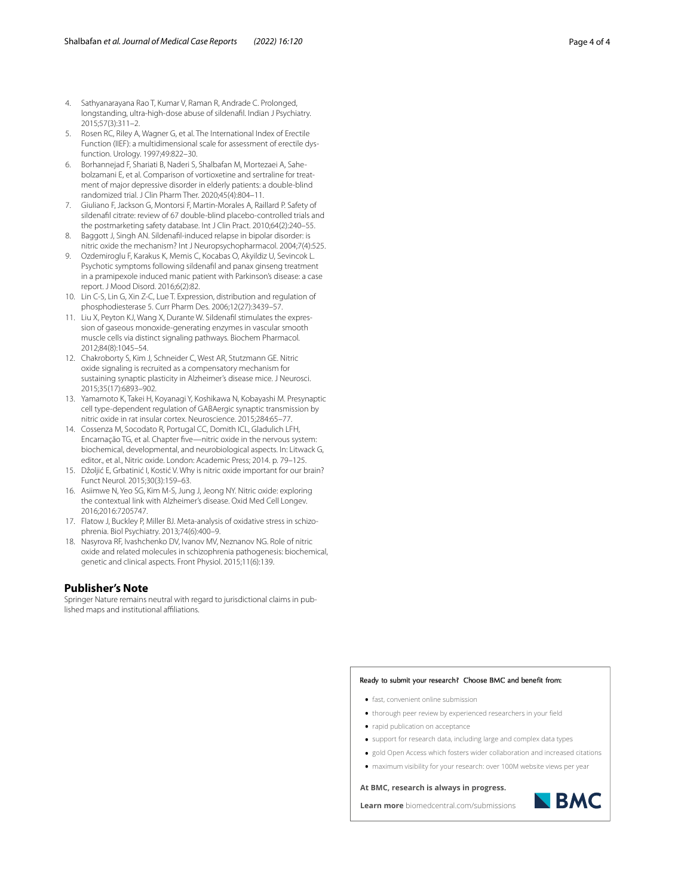4. Sathyanarayana Rao T, Kumar V, Raman R, Andrade C. Prolonged, longstanding, ultra-high-dose abuse of sildenafil. Indian J Psychiatry. 2015;57(3):311–2.
5. Rosen RC, Riley A, Wagner G, et al. The International Index of Erectile Function (IIEF): a multidimensional scale for assessment of erectile dysfunction. Urology. 1997;49:822–30.
6. Borhannejad F, Shariati B, Naderi S, Shalbafan M, Mortezaei A, Sahebolzamani E, et al. Comparison of vortioxetine and sertraline for treatment of major depressive disorder in elderly patients: a double-blind randomized trial. J Clin Pharm Ther. 2020;45(4):804–11.
7. Giuliano F, Jackson G, Montorsi F, Martin-Morales A, Raillard P. Safety of sildenafil citrate: review of 67 double-blind placebo-controlled trials and the postmarketing safety database. Int J Clin Pract. 2010;64(2):240–55.
8. Baggott J, Singh AN. Sildenafil-induced relapse in bipolar disorder: is nitric oxide the mechanism? Int J Neuropsychopharmacol. 2004;7(4):525.
9. Ozdemiroglu F, Karakus K, Memis C, Kocabas O, Akyildiz U, Sevincok L. Psychotic symptoms following sildenafil and panax ginseng treatment in a pramipexole induced manic patient with Parkinson's disease: a case report. J Mood Disord. 2016;6(2):82.
10. Lin C-S, Lin G, Xin Z-C, Lue T. Expression, distribution and regulation of phosphodiesterase 5. Curr Pharm Des. 2006;12(27):3439–57.
11. Liu X, Peyton KJ, Wang X, Durante W. Sildenafil stimulates the expression of gaseous monoxide-generating enzymes in vascular smooth muscle cells via distinct signaling pathways. Biochem Pharmacol. 2012;84(8):1045–54.
12. Chakroborty S, Kim J, Schneider C, West AR, Stutzmann GE. Nitric oxide signaling is recruited as a compensatory mechanism for sustaining synaptic plasticity in Alzheimer's disease mice. J Neurosci. 2015;35(17):6893–902.
13. Yamamoto K, Takei H, Koyanagi Y, Koshikawa N, Kobayashi M. Presynaptic cell type-dependent regulation of GABAergic synaptic transmission by nitric oxide in rat insular cortex. Neuroscience. 2015;284:65–77.
14. Cossenza M, Socodato R, Portugal CC, Domith ICL, Gladulich LFH, Encarnação TG, et al. Chapter five—nitric oxide in the nervous system: biochemical, developmental, and neurobiological aspects. In: Litwack G, editor., et al., Nitric oxide. London: Academic Press; 2014. p. 79–125.
15. Džoljić E, Grbatinić I, Kostić V. Why is nitric oxide important for our brain? Funct Neurol. 2015;30(3):159–63.
16. Asiimwe N, Yeo SG, Kim M-S, Jung J, Jeong NY. Nitric oxide: exploring the contextual link with Alzheimer's disease. Oxid Med Cell Longev. 2016;2016:7205747.
17. Flatow J, Buckley P, Miller BJ. Meta-analysis of oxidative stress in schizophrenia. Biol Psychiatry. 2013;74(6):400–9.
18. Nasyrova RF, Ivashchenko DV, Ivanov MV, Neznanov NG. Role of nitric oxide and related molecules in schizophrenia pathogenesis: biochemical, genetic and clinical aspects. Front Physiol. 2015;11(6):139.

## Publisher's Note

Springer Nature remains neutral with regard to jurisdictional claims in published maps and institutional affiliations.

Ready to submit your research? Choose BMC and benefit from:

- fast, convenient online submission
- thorough peer review by experienced researchers in your field
- rapid publication on acceptance
- support for research data, including large and complex data types
- gold Open Access which fosters wider collaboration and increased citations
- maximum visibility for your research: over 100M website views per year

**At BMC, research is always in progress.**

**Learn more** biomedcentral.com/submissions